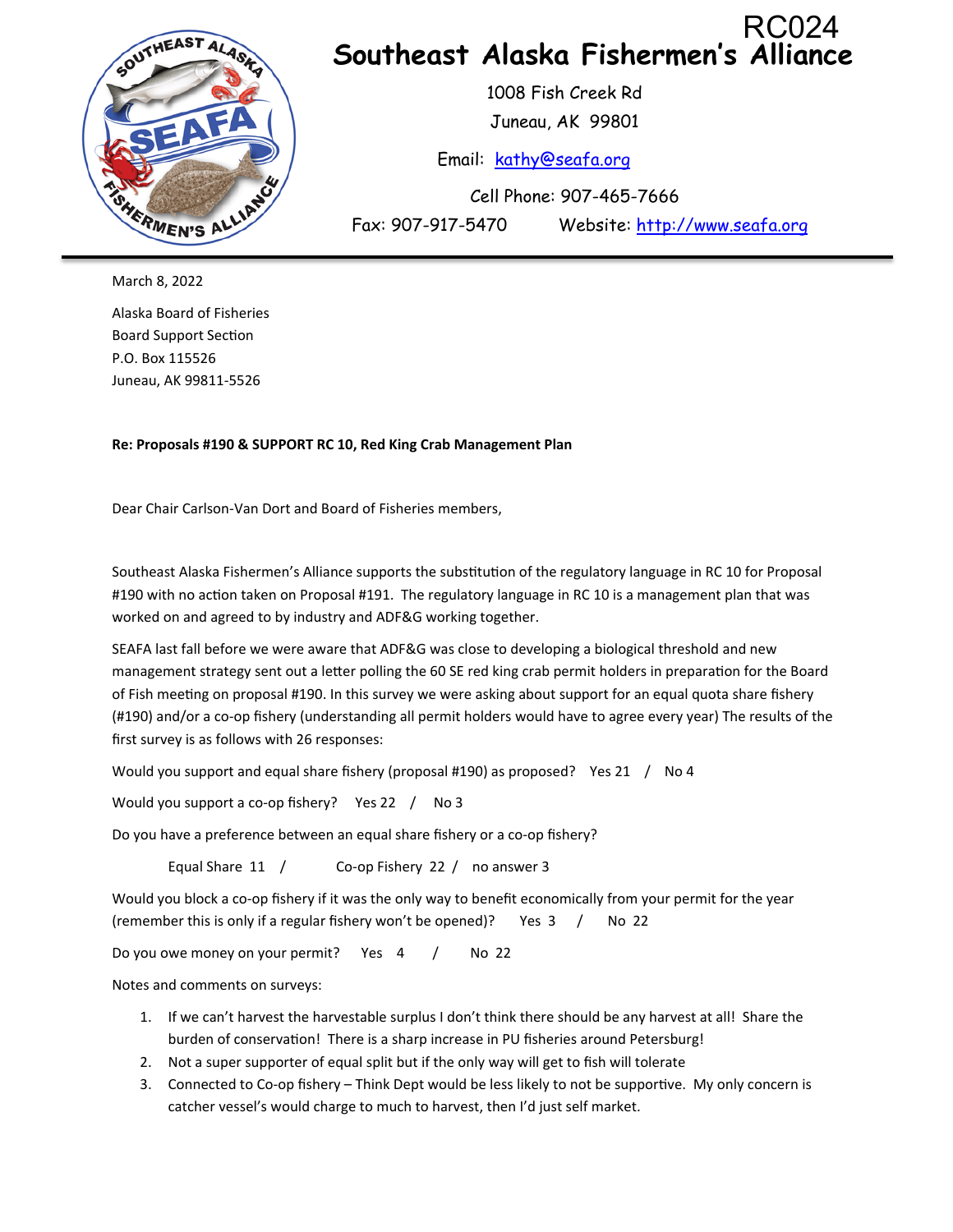RC024

# Southeast Alaska Fishermen's Alliance

1008 Fish Creek Rd
Juneau, AK 99801

Email: kathy@seafa.org

Cell Phone: 907-465-7666

Fax: 907-917-5470 Website: http://www.seafa.org

March 8, 2022

Alaska Board of Fisheries
Board Support Section
P.O. Box 115526
Juneau, AK 99811-5526

**Re: Proposals #190 & SUPPORT RC 10, Red King Crab Management Plan**

Dear Chair Carlson-Van Dort and Board of Fisheries members,

Southeast Alaska Fishermen's Alliance supports the substitution of the regulatory language in RC 10 for Proposal #190 with no action taken on Proposal #191. The regulatory language in RC 10 is a management plan that was worked on and agreed to by industry and ADF&G working together.

SEAFA last fall before we were aware that ADF&G was close to developing a biological threshold and new management strategy sent out a letter polling the 60 SE red king crab permit holders in preparation for the Board of Fish meeting on proposal #190. In this survey we were asking about support for an equal quota share fishery (#190) and/or a co-op fishery (understanding all permit holders would have to agree every year) The results of the first survey is as follows with 26 responses:

Would you support and equal share fishery (proposal #190) as proposed? Yes 21 / No 4

Would you support a co-op fishery? Yes 22 / No 3

Do you have a preference between an equal share fishery or a co-op fishery?

Equal Share 11 / Co-op Fishery 22 / no answer 3

Would you block a co-op fishery if it was the only way to benefit economically from your permit for the year (remember this is only if a regular fishery won't be opened)? Yes 3 / No 22

Do you owe money on your permit? Yes 4 / No 22

Notes and comments on surveys:

1. If we can't harvest the harvestable surplus I don't think there should be any harvest at all! Share the burden of conservation! There is a sharp increase in PU fisheries around Petersburg!
2. Not a super supporter of equal split but if the only way will get to fish will tolerate
3. Connected to Co-op fishery – Think Dept would be less likely to not be supportive. My only concern is catcher vessel's would charge to much to harvest, then I'd just self market.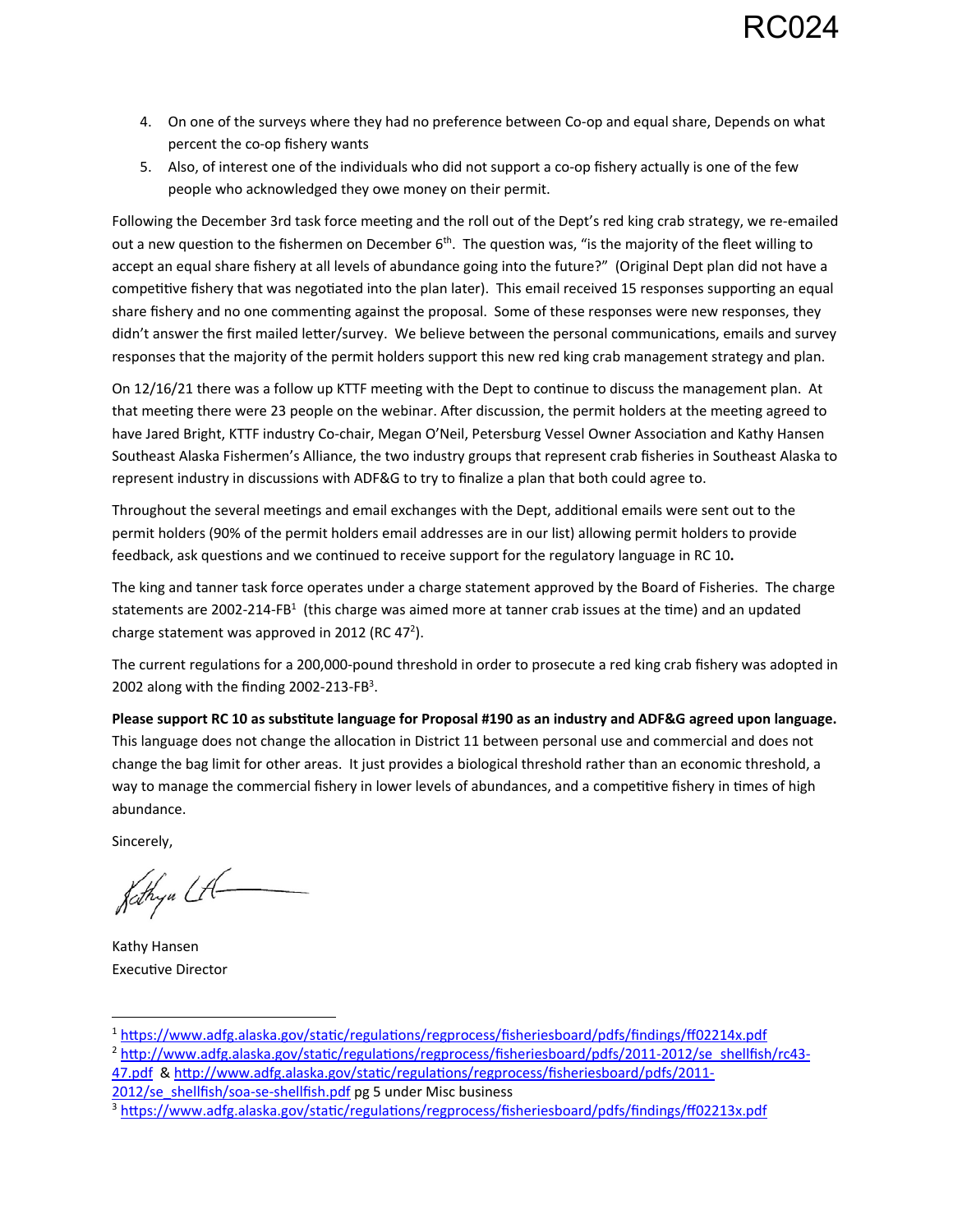4. On one of the surveys where they had no preference between Co-op and equal share, Depends on what percent the co-op fishery wants
5. Also, of interest one of the individuals who did not support a co-op fishery actually is one of the few people who acknowledged they owe money on their permit.

Following the December 3rd task force meeting and the roll out of the Dept's red king crab strategy, we re-emailed out a new question to the fishermen on December 6th. The question was, "is the majority of the fleet willing to accept an equal share fishery at all levels of abundance going into the future?" (Original Dept plan did not have a competitive fishery that was negotiated into the plan later). This email received 15 responses supporting an equal share fishery and no one commenting against the proposal. Some of these responses were new responses, they didn't answer the first mailed letter/survey. We believe between the personal communications, emails and survey responses that the majority of the permit holders support this new red king crab management strategy and plan.

On 12/16/21 there was a follow up KTTF meeting with the Dept to continue to discuss the management plan. At that meeting there were 23 people on the webinar. After discussion, the permit holders at the meeting agreed to have Jared Bright, KTTF industry Co-chair, Megan O'Neil, Petersburg Vessel Owner Association and Kathy Hansen Southeast Alaska Fishermen's Alliance, the two industry groups that represent crab fisheries in Southeast Alaska to represent industry in discussions with ADF&G to try to finalize a plan that both could agree to.

Throughout the several meetings and email exchanges with the Dept, additional emails were sent out to the permit holders (90% of the permit holders email addresses are in our list) allowing permit holders to provide feedback, ask questions and we continued to receive support for the regulatory language in RC 10**.**

The king and tanner task force operates under a charge statement approved by the Board of Fisheries. The charge statements are 2002-214-FB[1] (this charge was aimed more at tanner crab issues at the time) and an updated charge statement was approved in 2012 (RC 47[2]).

The current regulations for a 200,000-pound threshold in order to prosecute a red king crab fishery was adopted in 2002 along with the finding 2002-213-FB[3].

**Please support RC 10 as substitute language for Proposal #190 as an industry and ADF&G agreed upon language.** This language does not change the allocation in District 11 between personal use and commercial and does not change the bag limit for other areas. It just provides a biological threshold rather than an economic threshold, a way to manage the commercial fishery in lower levels of abundances, and a competitive fishery in times of high abundance.

Sincerely,

Kathy Hansen
Executive Director

---

[1] https://www.adfg.alaska.gov/static/regulations/regprocess/fisheriesboard/pdfs/findings/ff02214x.pdf

[2] http://www.adfg.alaska.gov/static/regulations/regprocess/fisheriesboard/pdfs/2011-2012/se_shellfish/rc43-47.pdf & http://www.adfg.alaska.gov/static/regulations/regprocess/fisheriesboard/pdfs/2011-2012/se_shellfish/soa-se-shellfish.pdf pg 5 under Misc business

[3] https://www.adfg.alaska.gov/static/regulations/regprocess/fisheriesboard/pdfs/findings/ff02213x.pdf